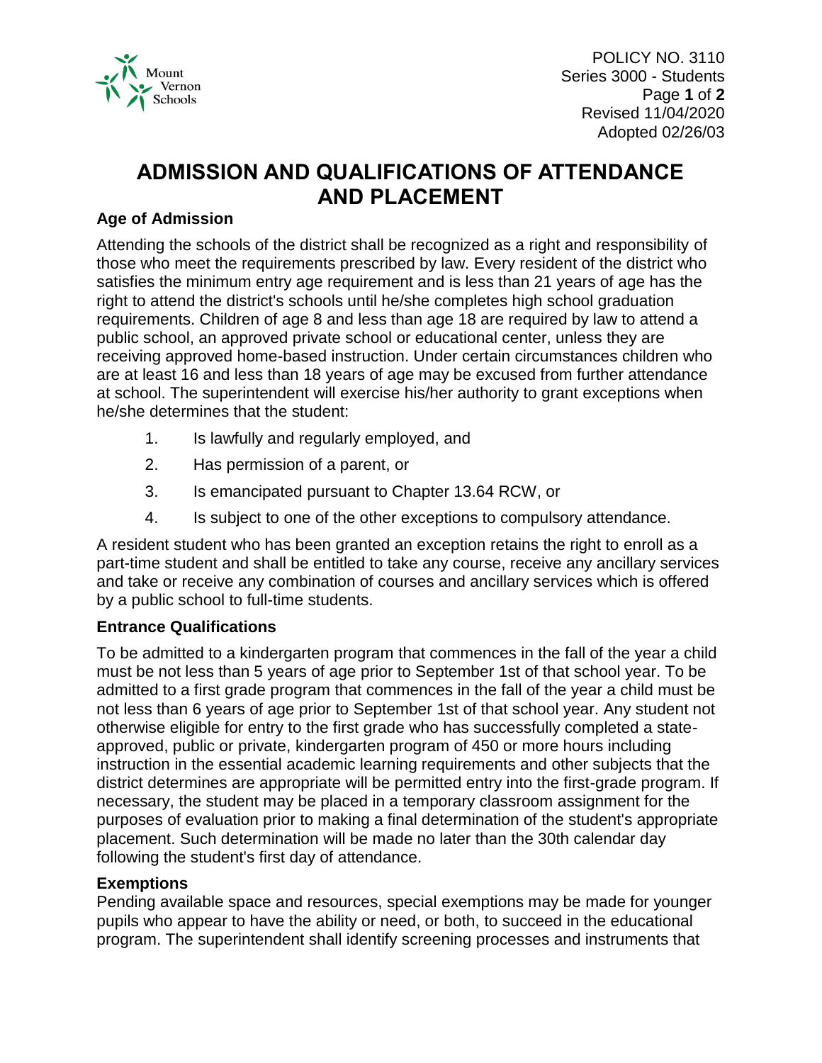POLICY NO. 3110
Series 3000 - Students
Revised 11/04/2020
Adopted 02/26/03

# ADMISSION AND QUALIFICATIONS OF ATTENDANCE AND PLACEMENT

### Age of Admission

Attending the schools of the district shall be recognized as a right and responsibility of those who meet the requirements prescribed by law. Every resident of the district who satisfies the minimum entry age requirement and is less than 21 years of age has the right to attend the district's schools until he/she completes high school graduation requirements. Children of age 8 and less than age 18 are required by law to attend a public school, an approved private school or educational center, unless they are receiving approved home-based instruction. Under certain circumstances children who are at least 16 and less than 18 years of age may be excused from further attendance at school. The superintendent will exercise his/her authority to grant exceptions when he/she determines that the student:

1. Is lawfully and regularly employed, and
2. Has permission of a parent, or
3. Is emancipated pursuant to Chapter 13.64 RCW, or
4. Is subject to one of the other exceptions to compulsory attendance.

A resident student who has been granted an exception retains the right to enroll as a part-time student and shall be entitled to take any course, receive any ancillary services and take or receive any combination of courses and ancillary services which is offered by a public school to full-time students.

### Entrance Qualifications

To be admitted to a kindergarten program that commences in the fall of the year a child must be not less than 5 years of age prior to September 1st of that school year. To be admitted to a first grade program that commences in the fall of the year a child must be not less than 6 years of age prior to September 1st of that school year. Any student not otherwise eligible for entry to the first grade who has successfully completed a state-approved, public or private, kindergarten program of 450 or more hours including instruction in the essential academic learning requirements and other subjects that the district determines are appropriate will be permitted entry into the first-grade program. If necessary, the student may be placed in a temporary classroom assignment for the purposes of evaluation prior to making a final determination of the student's appropriate placement. Such determination will be made no later than the 30th calendar day following the student's first day of attendance.

### Exemptions

Pending available space and resources, special exemptions may be made for younger pupils who appear to have the ability or need, or both, to succeed in the educational program. The superintendent shall identify screening processes and instruments that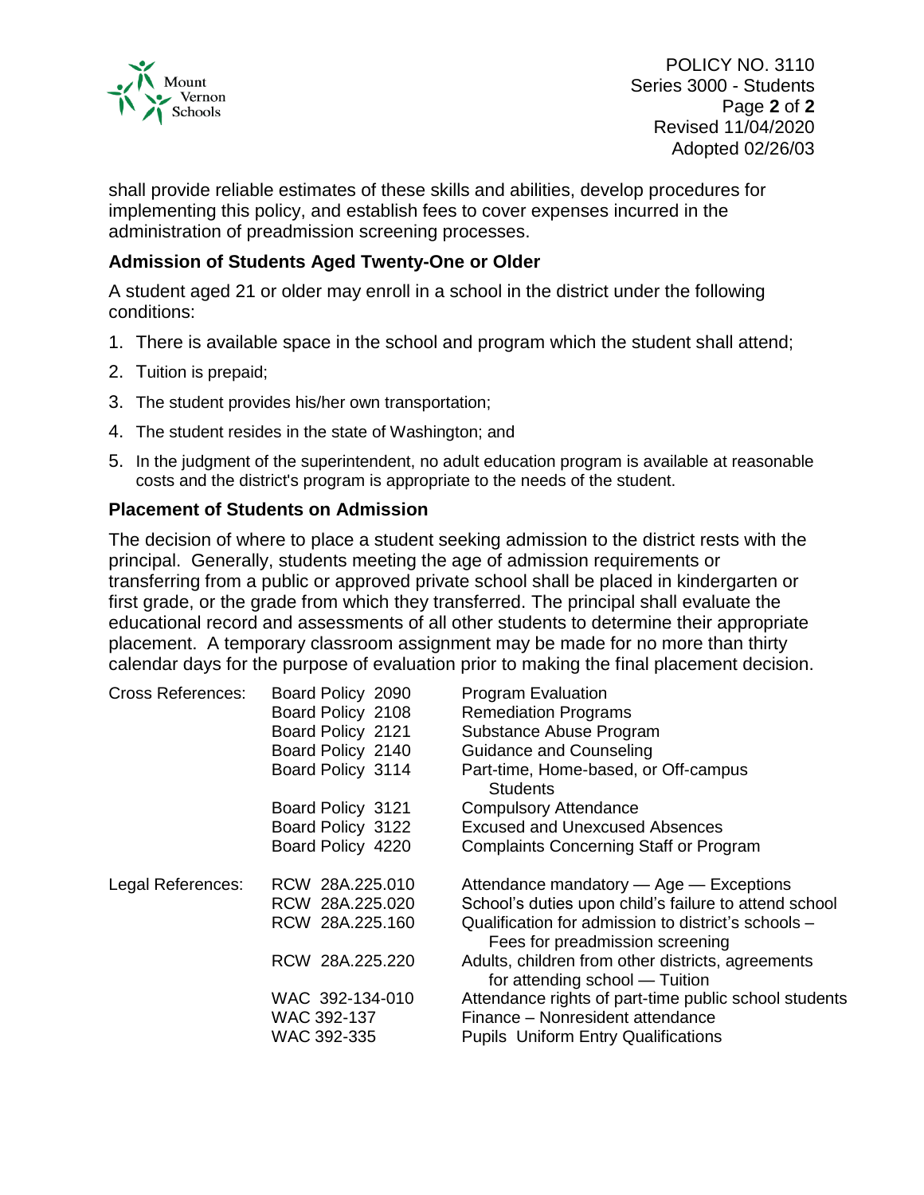shall provide reliable estimates of these skills and abilities, develop procedures for implementing this policy, and establish fees to cover expenses incurred in the administration of preadmission screening processes.

### Admission of Students Aged Twenty-One or Older

A student aged 21 or older may enroll in a school in the district under the following conditions:

1. There is available space in the school and program which the student shall attend;
2. Tuition is prepaid;
3. The student provides his/her own transportation;
4. The student resides in the state of Washington; and
5. In the judgment of the superintendent, no adult education program is available at reasonable costs and the district's program is appropriate to the needs of the student.

### Placement of Students on Admission

The decision of where to place a student seeking admission to the district rests with the principal. Generally, students meeting the age of admission requirements or transferring from a public or approved private school shall be placed in kindergarten or first grade, or the grade from which they transferred. The principal shall evaluate the educational record and assessments of all other students to determine their appropriate placement. A temporary classroom assignment may be made for no more than thirty calendar days for the purpose of evaluation prior to making the final placement decision.

| | | |
|---|---|---|
| Cross References: | Board Policy 2090 | Program Evaluation |
| | Board Policy 2108 | Remediation Programs |
| | Board Policy 2121 | Substance Abuse Program |
| | Board Policy 2140 | Guidance and Counseling |
| | Board Policy 3114 | Part-time, Home-based, or Off-campus Students |
| | Board Policy 3121 | Compulsory Attendance |
| | Board Policy 3122 | Excused and Unexcused Absences |
| | Board Policy 4220 | Complaints Concerning Staff or Program |
| Legal References: | RCW 28A.225.010 | Attendance mandatory — Age — Exceptions |
| | RCW 28A.225.020 | School's duties upon child's failure to attend school |
| | RCW 28A.225.160 | Qualification for admission to district's schools – Fees for preadmission screening |
| | RCW 28A.225.220 | Adults, children from other districts, agreements for attending school — Tuition |
| | WAC 392-134-010 | Attendance rights of part-time public school students |
| | WAC 392-137 | Finance – Nonresident attendance |
| | WAC 392-335 | Pupils Uniform Entry Qualifications |